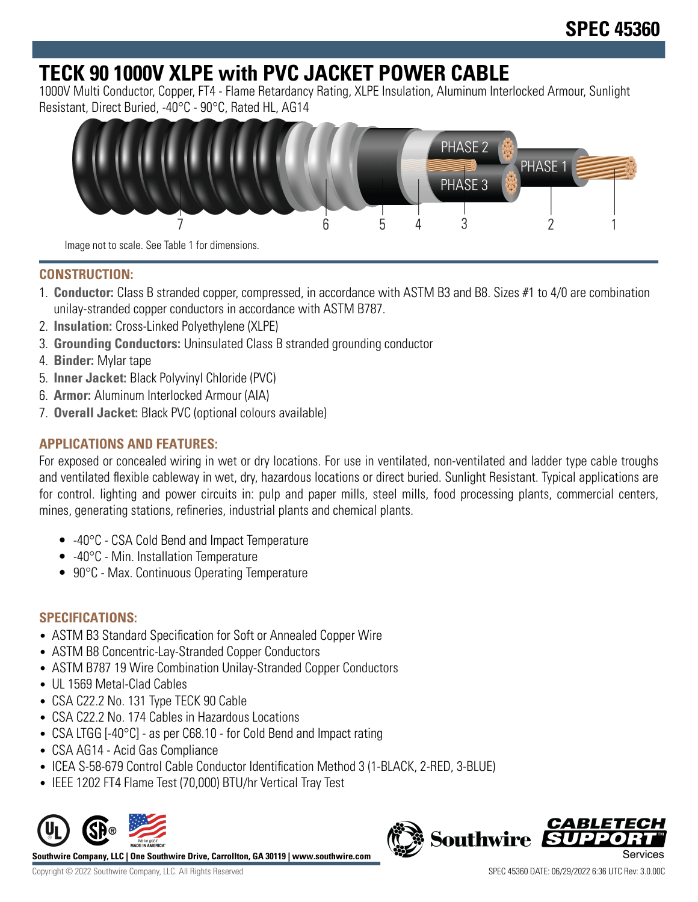# SPEC 45360

# TECK 90 1000V XLPE with PVC JACKET POWER CABLE

1000V Multi Conductor, Copper, FT4 - Flame Retardancy Rating, XLPE Insulation, Aluminum Interlocked Armour, Sunlight Resistant, Direct Buried, -40°C - 90°C, Rated HL, AG14

Image not to scale. See Table 1 for dimensions.

## CONSTRUCTION:

1. **Conductor:** Class B stranded copper, compressed, in accordance with ASTM B3 and B8. Sizes #1 to 4/0 are combination unilay-stranded copper conductors in accordance with ASTM B787.
2. **Insulation:** Cross-Linked Polyethylene (XLPE)
3. **Grounding Conductors:** Uninsulated Class B stranded grounding conductor
4. **Binder:** Mylar tape
5. **Inner Jacket:** Black Polyvinyl Chloride (PVC)
6. **Armor:** Aluminum Interlocked Armour (AIA)
7. **Overall Jacket:** Black PVC (optional colours available)

## APPLICATIONS AND FEATURES:

For exposed or concealed wiring in wet or dry locations. For use in ventilated, non-ventilated and ladder type cable troughs and ventilated flexible cableway in wet, dry, hazardous locations or direct buried. Sunlight Resistant. Typical applications are for control. lighting and power circuits in: pulp and paper mills, steel mills, food processing plants, commercial centers, mines, generating stations, refineries, industrial plants and chemical plants.

- -40°C - CSA Cold Bend and Impact Temperature
- -40°C - Min. Installation Temperature
- 90°C - Max. Continuous Operating Temperature

## SPECIFICATIONS:

- ASTM B3 Standard Specification for Soft or Annealed Copper Wire
- ASTM B8 Concentric-Lay-Stranded Copper Conductors
- ASTM B787 19 Wire Combination Unilay-Stranded Copper Conductors
- UL 1569 Metal-Clad Cables
- CSA C22.2 No. 131 Type TECK 90 Cable
- CSA C22.2 No. 174 Cables in Hazardous Locations
- CSA LTGG [-40°C] - as per C68.10 - for Cold Bend and Impact rating
- CSA AG14 - Acid Gas Compliance
- ICEA S-58-679 Control Cable Conductor Identification Method 3 (1-BLACK, 2-RED, 3-BLUE)
- IEEE 1202 FT4 Flame Test (70,000) BTU/hr Vertical Tray Test

Southwire Company, LLC | One Southwire Drive, Carrollton, GA 30119 | www.southwire.com

Copyright © 2022 Southwire Company, LLC. All Rights Reserved

SPEC 45360 DATE: 06/29/2022 6:36 UTC Rev: 3.0.00C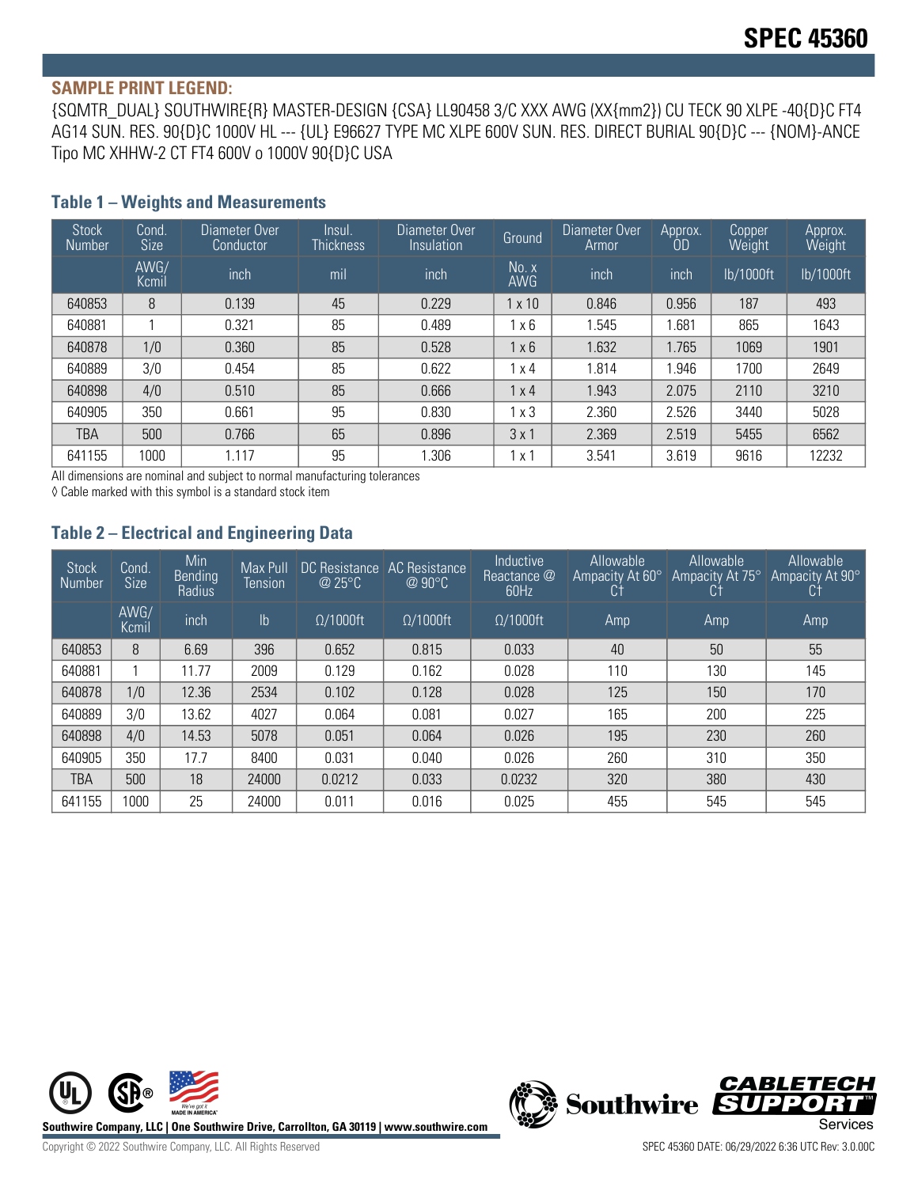**SAMPLE PRINT LEGEND:**

{SQMTR_DUAL} SOUTHWIRE{R} MASTER-DESIGN {CSA} LL90458 3/C XXX AWG (XX{mm2}) CU TECK 90 XLPE -40{D}C FT4 AG14 SUN. RES. 90{D}C 1000V HL --- {UL} E96627 TYPE MC XLPE 600V SUN. RES. DIRECT BURIAL 90{D}C --- {NOM}-ANCE Tipo MC XHHW-2 CT FT4 600V o 1000V 90{D}C USA

### Table 1 – Weights and Measurements

| Stock Number | Cond. Size | Diameter Over Conductor | Insul. Thickness | Diameter Over Insulation | Ground | Diameter Over Armor | Approx. OD | Copper Weight | Approx. Weight |
|---|---|---|---|---|---|---|---|---|---|
| | AWG/ Kcmil | inch | mil | inch | No. x AWG | inch | inch | lb/1000ft | lb/1000ft |
| 640853 | 8 | 0.139 | 45 | 0.229 | 1 x 10 | 0.846 | 0.956 | 187 | 493 |
| 640881 | 1 | 0.321 | 85 | 0.489 | 1 x 6 | 1.545 | 1.681 | 865 | 1643 |
| 640878 | 1/0 | 0.360 | 85 | 0.528 | 1 x 6 | 1.632 | 1.765 | 1069 | 1901 |
| 640889 | 3/0 | 0.454 | 85 | 0.622 | 1 x 4 | 1.814 | 1.946 | 1700 | 2649 |
| 640898 | 4/0 | 0.510 | 85 | 0.666 | 1 x 4 | 1.943 | 2.075 | 2110 | 3210 |
| 640905 | 350 | 0.661 | 95 | 0.830 | 1 x 3 | 2.360 | 2.526 | 3440 | 5028 |
| TBA | 500 | 0.766 | 65 | 0.896 | 3 x 1 | 2.369 | 2.519 | 5455 | 6562 |
| 641155 | 1000 | 1.117 | 95 | 1.306 | 1 x 1 | 3.541 | 3.619 | 9616 | 12232 |

All dimensions are nominal and subject to normal manufacturing tolerances

◊ Cable marked with this symbol is a standard stock item

### Table 2 – Electrical and Engineering Data

| Stock Number | Cond. Size | Min Bending Radius | Max Pull Tension | DC Resistance @ 25°C | AC Resistance @ 90°C | Inductive Reactance @ 60Hz | Allowable Ampacity At 60° C† | Allowable Ampacity At 75° C† | Allowable Ampacity At 90° C† |
|---|---|---|---|---|---|---|---|---|---|
| | AWG/ Kcmil | inch | lb | Ω/1000ft | Ω/1000ft | Ω/1000ft | Amp | Amp | Amp |
| 640853 | 8 | 6.69 | 396 | 0.652 | 0.815 | 0.033 | 40 | 50 | 55 |
| 640881 | 1 | 11.77 | 2009 | 0.129 | 0.162 | 0.028 | 110 | 130 | 145 |
| 640878 | 1/0 | 12.36 | 2534 | 0.102 | 0.128 | 0.028 | 125 | 150 | 170 |
| 640889 | 3/0 | 13.62 | 4027 | 0.064 | 0.081 | 0.027 | 165 | 200 | 225 |
| 640898 | 4/0 | 14.53 | 5078 | 0.051 | 0.064 | 0.026 | 195 | 230 | 260 |
| 640905 | 350 | 17.7 | 8400 | 0.031 | 0.040 | 0.026 | 260 | 310 | 350 |
| TBA | 500 | 18 | 24000 | 0.0212 | 0.033 | 0.0232 | 320 | 380 | 430 |
| 641155 | 1000 | 25 | 24000 | 0.011 | 0.016 | 0.025 | 455 | 545 | 545 |